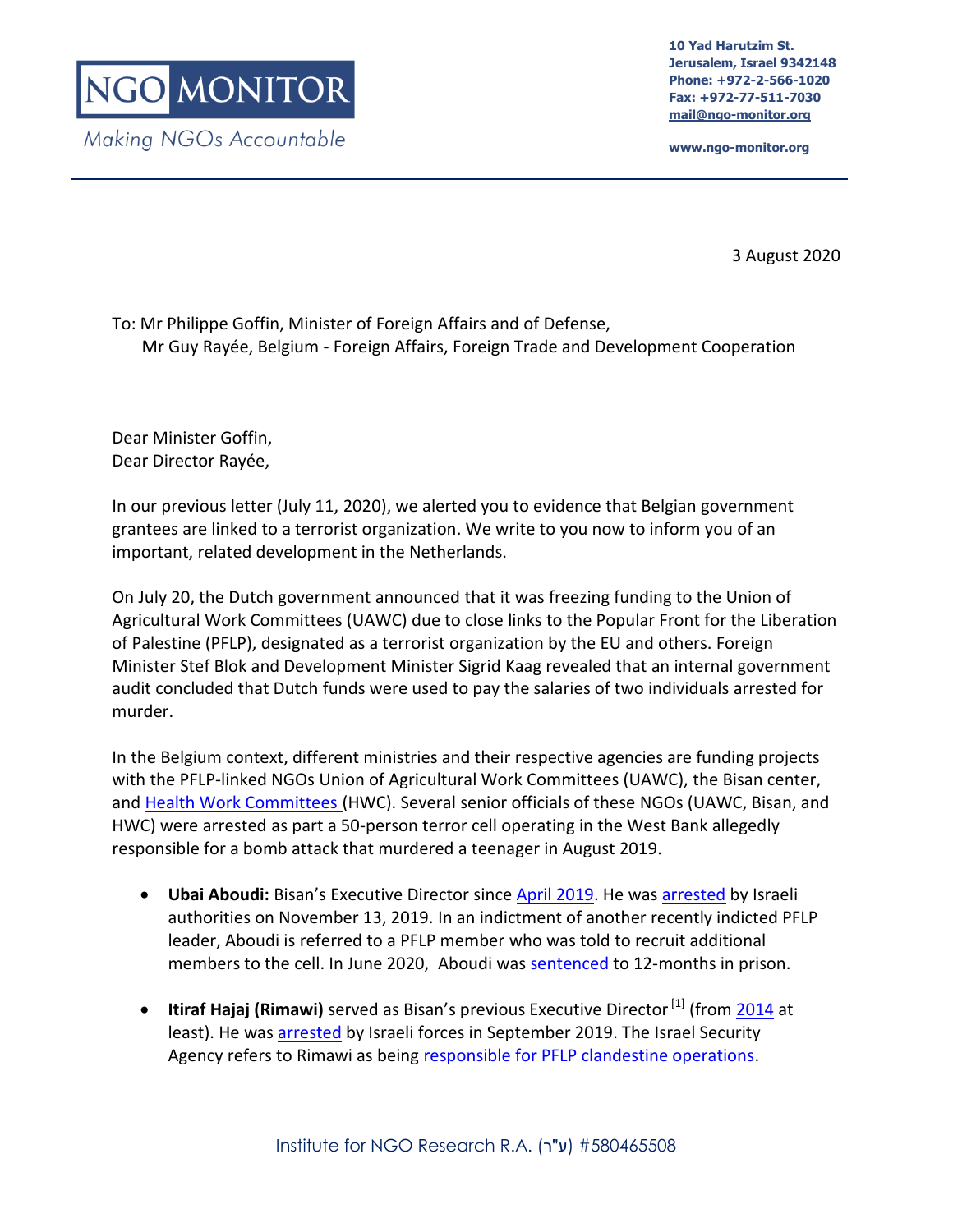NGO MONITOR

*Making NGOs Accountable*

**10 Yad Harutzim St.**
**Jerusalem, Israel 9342148**
**Phone: +972-2-566-1020**
**Fax: +972-77-511-7030**
**mail@ngo-monitor.org**

**www.ngo-monitor.org**

3 August 2020

To: Mr Philippe Goffin, Minister of Foreign Affairs and of Defense,
Mr Guy Rayée, Belgium - Foreign Affairs, Foreign Trade and Development Cooperation

Dear Minister Goffin,
Dear Director Rayée,

In our previous letter (July 11, 2020), we alerted you to evidence that Belgian government grantees are linked to a terrorist organization. We write to you now to inform you of an important, related development in the Netherlands.

On July 20, the Dutch government announced that it was freezing funding to the Union of Agricultural Work Committees (UAWC) due to close links to the Popular Front for the Liberation of Palestine (PFLP), designated as a terrorist organization by the EU and others. Foreign Minister Stef Blok and Development Minister Sigrid Kaag revealed that an internal government audit concluded that Dutch funds were used to pay the salaries of two individuals arrested for murder.

In the Belgium context, different ministries and their respective agencies are funding projects with the PFLP-linked NGOs Union of Agricultural Work Committees (UAWC), the Bisan center, and Health Work Committees (HWC). Several senior officials of these NGOs (UAWC, Bisan, and HWC) were arrested as part a 50-person terror cell operating in the West Bank allegedly responsible for a bomb attack that murdered a teenager in August 2019.

- **Ubai Aboudi:** Bisan's Executive Director since April 2019. He was arrested by Israeli authorities on November 13, 2019. In an indictment of another recently indicted PFLP leader, Aboudi is referred to a PFLP member who was told to recruit additional members to the cell. In June 2020, Aboudi was sentenced to 12-months in prison.
- **Itiraf Hajaj (Rimawi)** served as Bisan's previous Executive Director [1] (from 2014 at least). He was arrested by Israeli forces in September 2019. The Israel Security Agency refers to Rimawi as being responsible for PFLP clandestine operations.

Institute for NGO Research R.A. (ע"ר) #580465508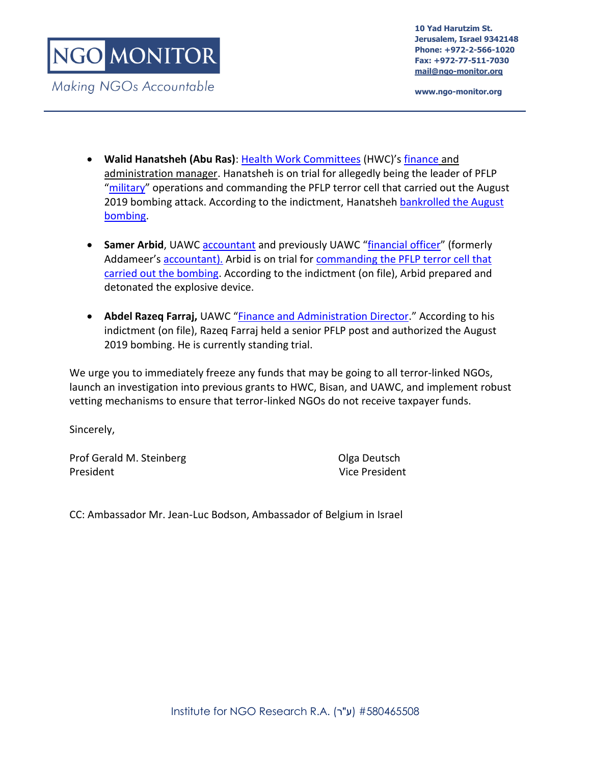- **Walid Hanatsheh (Abu Ras)**: Health Work Committees (HWC)'s finance and administration manager. Hanatsheh is on trial for allegedly being the leader of PFLP "military" operations and commanding the PFLP terror cell that carried out the August 2019 bombing attack. According to the indictment, Hanatsheh bankrolled the August bombing.

- **Samer Arbid**, UAWC accountant and previously UAWC "financial officer" (formerly Addameer's accountant). Arbid is on trial for commanding the PFLP terror cell that carried out the bombing. According to the indictment (on file), Arbid prepared and detonated the explosive device.

- **Abdel Razeq Farraj,** UAWC "Finance and Administration Director." According to his indictment (on file), Razeq Farraj held a senior PFLP post and authorized the August 2019 bombing. He is currently standing trial.

We urge you to immediately freeze any funds that may be going to all terror-linked NGOs, launch an investigation into previous grants to HWC, Bisan, and UAWC, and implement robust vetting mechanisms to ensure that terror-linked NGOs do not receive taxpayer funds.

Sincerely,

Prof Gerald M. Steinberg
President

Olga Deutsch
Vice President

CC: Ambassador Mr. Jean-Luc Bodson, Ambassador of Belgium in Israel